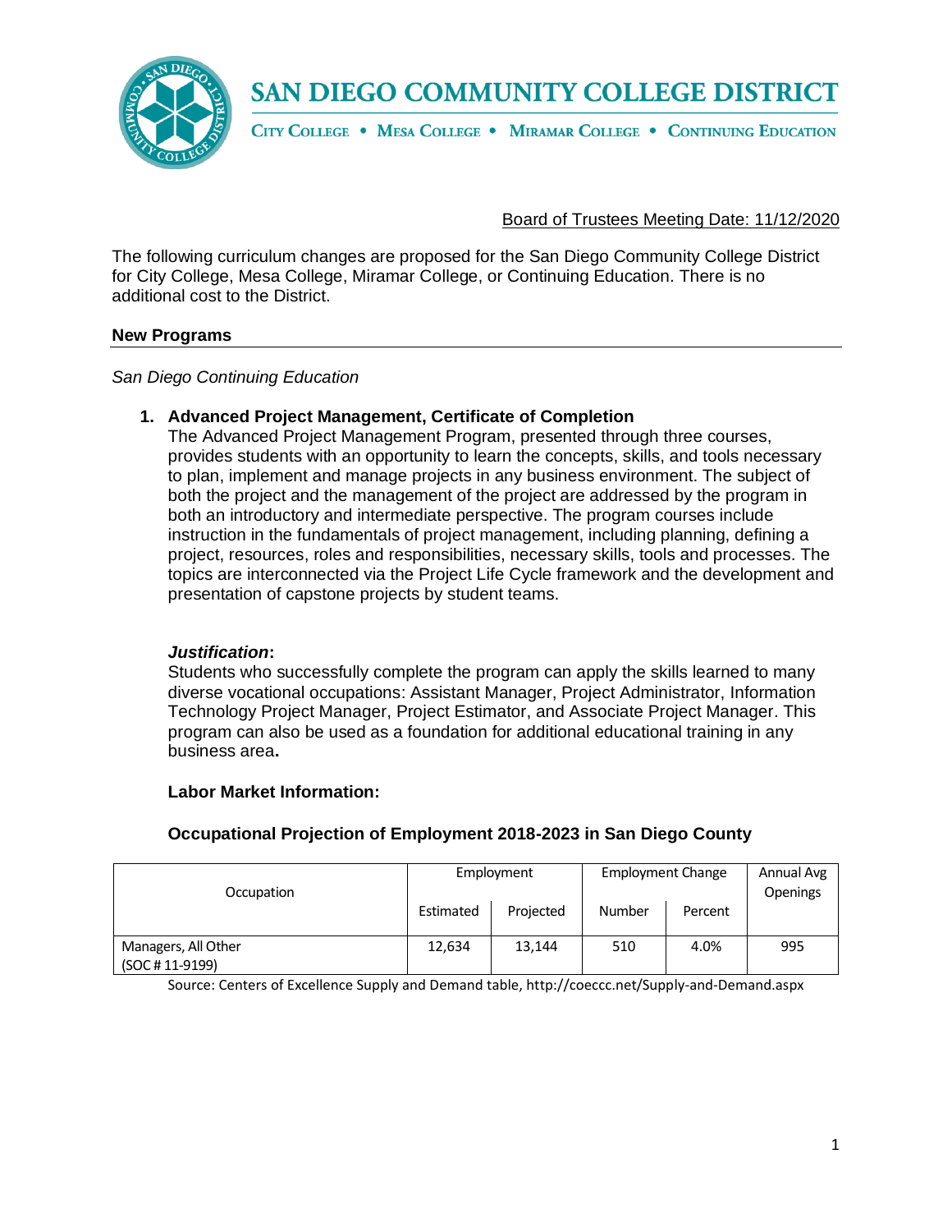# SAN DIEGO COMMUNITY COLLEGE DISTRICT

CITY COLLEGE • MESA COLLEGE • MIRAMAR COLLEGE • CONTINUING EDUCATION

Board of Trustees Meeting Date: 11/12/2020

The following curriculum changes are proposed for the San Diego Community College District for City College, Mesa College, Miramar College, or Continuing Education. There is no additional cost to the District.

## New Programs

*San Diego Continuing Education*

1. **Advanced Project Management, Certificate of Completion**
   The Advanced Project Management Program, presented through three courses, provides students with an opportunity to learn the concepts, skills, and tools necessary to plan, implement and manage projects in any business environment. The subject of both the project and the management of the project are addressed by the program in both an introductory and intermediate perspective. The program courses include instruction in the fundamentals of project management, including planning, defining a project, resources, roles and responsibilities, necessary skills, tools and processes. The topics are interconnected via the Project Life Cycle framework and the development and presentation of capstone projects by student teams.

   ***Justification*:**
   Students who successfully complete the program can apply the skills learned to many diverse vocational occupations: Assistant Manager, Project Administrator, Information Technology Project Manager, Project Estimator, and Associate Project Manager. This program can also be used as a foundation for additional educational training in any business area**.**

   **Labor Market Information:**

   **Occupational Projection of Employment 2018-2023 in San Diego County**

| Occupation | Employment | | Employment Change | | Annual Avg Openings |
|---|---|---|---|---|---|
| | Estimated | Projected | Number | Percent | |
| Managers, All Other (SOC # 11-9199) | 12,634 | 13,144 | 510 | 4.0% | 995 |

Source: Centers of Excellence Supply and Demand table, http://coeccc.net/Supply-and-Demand.aspx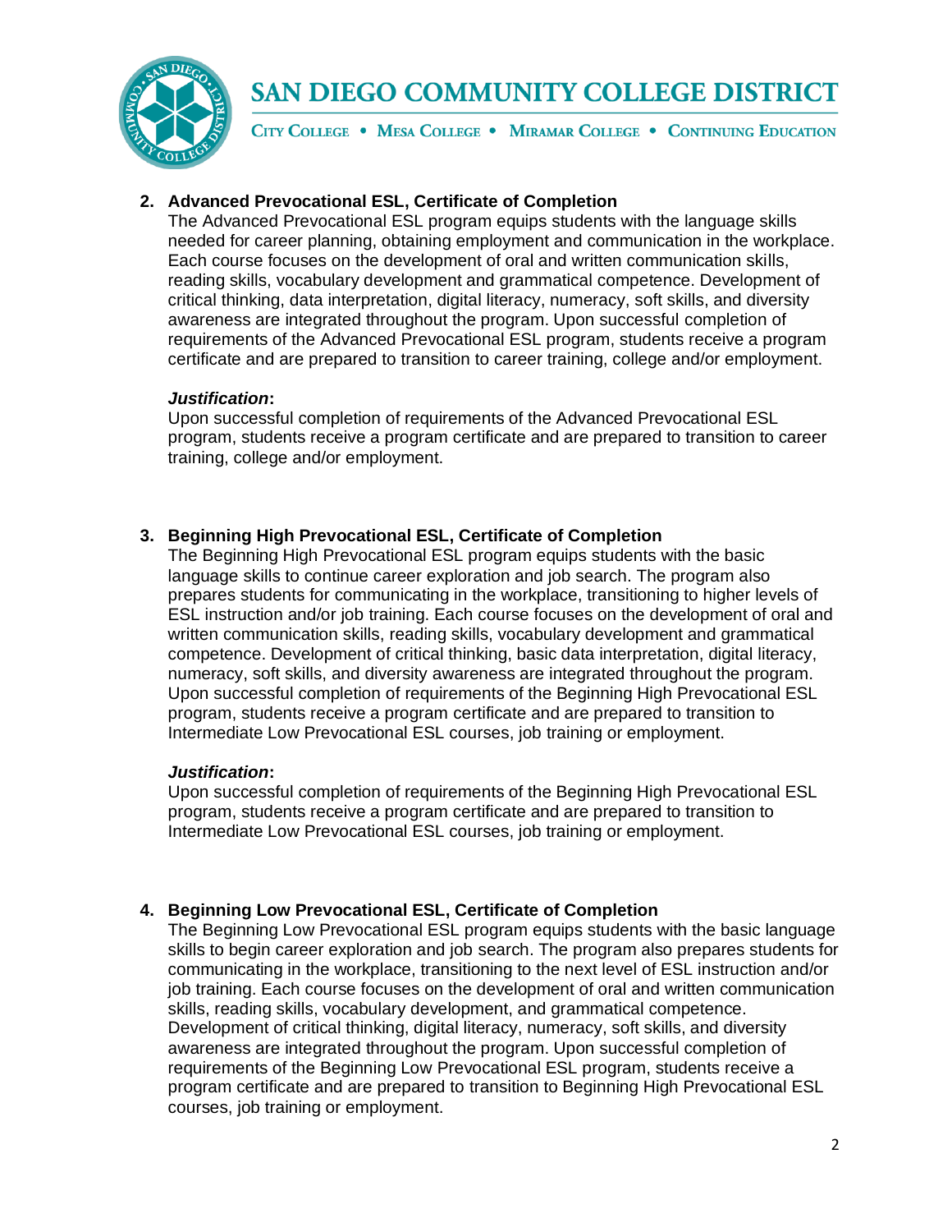2. **Advanced Prevocational ESL, Certificate of Completion**
   The Advanced Prevocational ESL program equips students with the language skills needed for career planning, obtaining employment and communication in the workplace. Each course focuses on the development of oral and written communication skills, reading skills, vocabulary development and grammatical competence. Development of critical thinking, data interpretation, digital literacy, numeracy, soft skills, and diversity awareness are integrated throughout the program. Upon successful completion of requirements of the Advanced Prevocational ESL program, students receive a program certificate and are prepared to transition to career training, college and/or employment.

   ***Justification*:**
   Upon successful completion of requirements of the Advanced Prevocational ESL program, students receive a program certificate and are prepared to transition to career training, college and/or employment.

3. **Beginning High Prevocational ESL, Certificate of Completion**
   The Beginning High Prevocational ESL program equips students with the basic language skills to continue career exploration and job search. The program also prepares students for communicating in the workplace, transitioning to higher levels of ESL instruction and/or job training. Each course focuses on the development of oral and written communication skills, reading skills, vocabulary development and grammatical competence. Development of critical thinking, basic data interpretation, digital literacy, numeracy, soft skills, and diversity awareness are integrated throughout the program. Upon successful completion of requirements of the Beginning High Prevocational ESL program, students receive a program certificate and are prepared to transition to Intermediate Low Prevocational ESL courses, job training or employment.

   ***Justification*:**
   Upon successful completion of requirements of the Beginning High Prevocational ESL program, students receive a program certificate and are prepared to transition to Intermediate Low Prevocational ESL courses, job training or employment.

4. **Beginning Low Prevocational ESL, Certificate of Completion**
   The Beginning Low Prevocational ESL program equips students with the basic language skills to begin career exploration and job search. The program also prepares students for communicating in the workplace, transitioning to the next level of ESL instruction and/or job training. Each course focuses on the development of oral and written communication skills, reading skills, vocabulary development, and grammatical competence. Development of critical thinking, digital literacy, numeracy, soft skills, and diversity awareness are integrated throughout the program. Upon successful completion of requirements of the Beginning Low Prevocational ESL program, students receive a program certificate and are prepared to transition to Beginning High Prevocational ESL courses, job training or employment.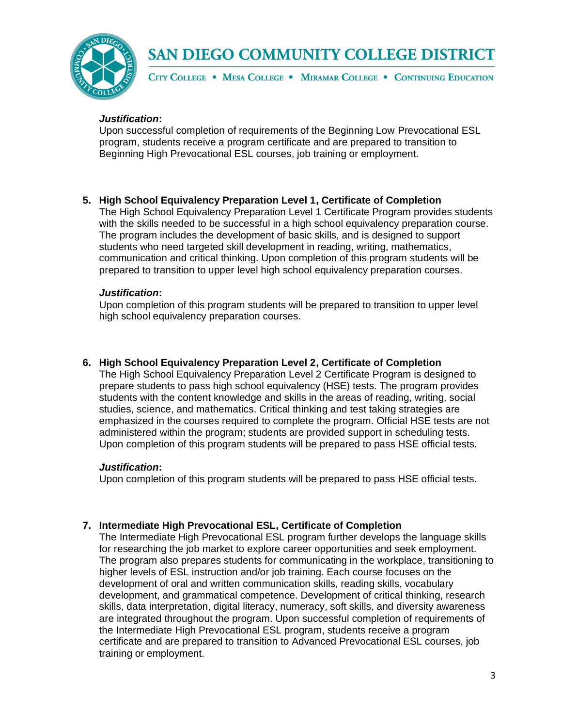***Justification*:**
Upon successful completion of requirements of the Beginning Low Prevocational ESL program, students receive a program certificate and are prepared to transition to Beginning High Prevocational ESL courses, job training or employment.

5. **High School Equivalency Preparation Level 1, Certificate of Completion**
The High School Equivalency Preparation Level 1 Certificate Program provides students with the skills needed to be successful in a high school equivalency preparation course. The program includes the development of basic skills, and is designed to support students who need targeted skill development in reading, writing, mathematics, communication and critical thinking. Upon completion of this program students will be prepared to transition to upper level high school equivalency preparation courses.

***Justification*:**
Upon completion of this program students will be prepared to transition to upper level high school equivalency preparation courses.

6. **High School Equivalency Preparation Level 2, Certificate of Completion**
The High School Equivalency Preparation Level 2 Certificate Program is designed to prepare students to pass high school equivalency (HSE) tests. The program provides students with the content knowledge and skills in the areas of reading, writing, social studies, science, and mathematics. Critical thinking and test taking strategies are emphasized in the courses required to complete the program. Official HSE tests are not administered within the program; students are provided support in scheduling tests. Upon completion of this program students will be prepared to pass HSE official tests.

***Justification*:**
Upon completion of this program students will be prepared to pass HSE official tests.

7. **Intermediate High Prevocational ESL, Certificate of Completion**
The Intermediate High Prevocational ESL program further develops the language skills for researching the job market to explore career opportunities and seek employment. The program also prepares students for communicating in the workplace, transitioning to higher levels of ESL instruction and/or job training. Each course focuses on the development of oral and written communication skills, reading skills, vocabulary development, and grammatical competence. Development of critical thinking, research skills, data interpretation, digital literacy, numeracy, soft skills, and diversity awareness are integrated throughout the program. Upon successful completion of requirements of the Intermediate High Prevocational ESL program, students receive a program certificate and are prepared to transition to Advanced Prevocational ESL courses, job training or employment.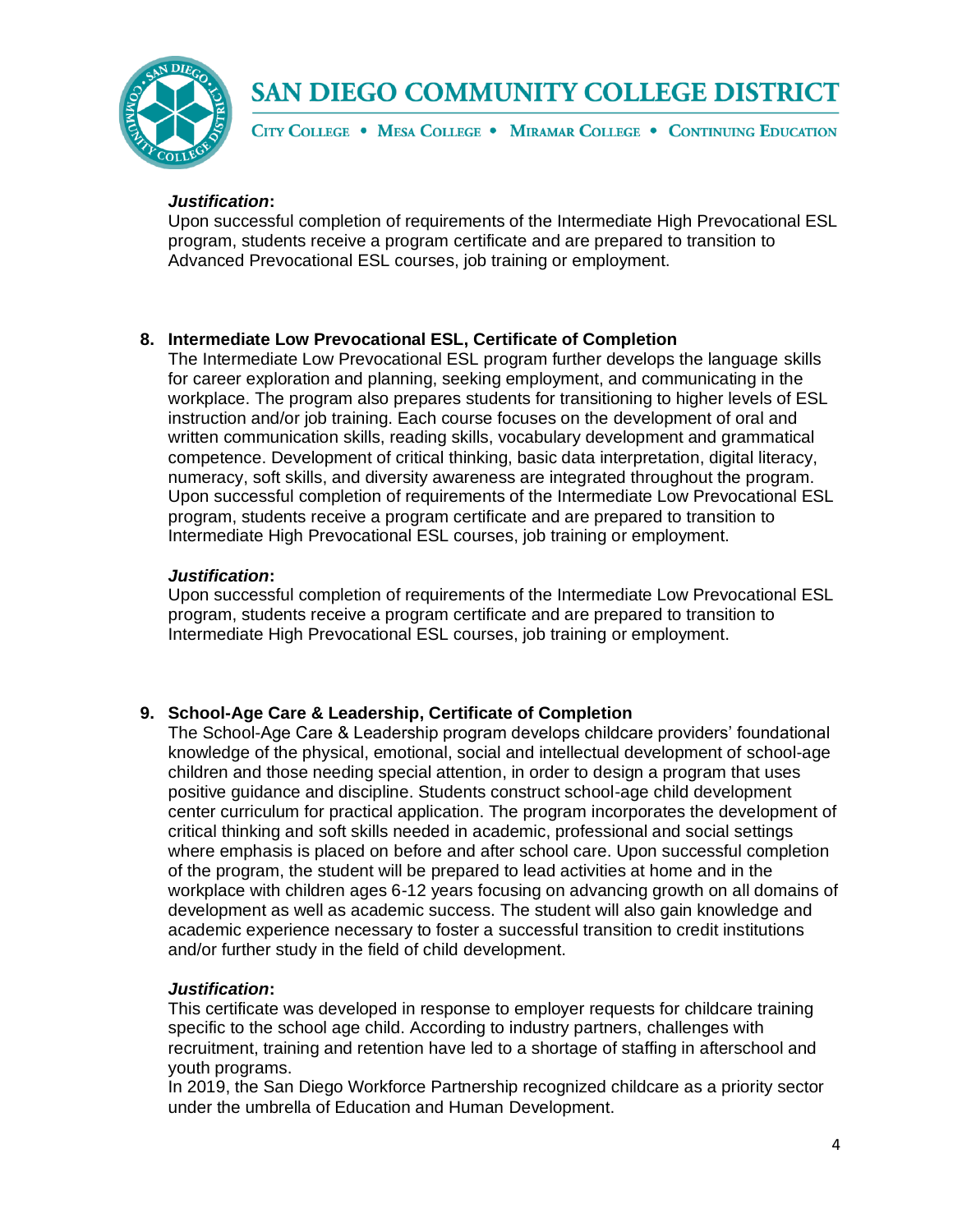***Justification*:**
Upon successful completion of requirements of the Intermediate High Prevocational ESL program, students receive a program certificate and are prepared to transition to Advanced Prevocational ESL courses, job training or employment.

8. **Intermediate Low Prevocational ESL, Certificate of Completion**
The Intermediate Low Prevocational ESL program further develops the language skills for career exploration and planning, seeking employment, and communicating in the workplace. The program also prepares students for transitioning to higher levels of ESL instruction and/or job training. Each course focuses on the development of oral and written communication skills, reading skills, vocabulary development and grammatical competence. Development of critical thinking, basic data interpretation, digital literacy, numeracy, soft skills, and diversity awareness are integrated throughout the program. Upon successful completion of requirements of the Intermediate Low Prevocational ESL program, students receive a program certificate and are prepared to transition to Intermediate High Prevocational ESL courses, job training or employment.

***Justification*:**
Upon successful completion of requirements of the Intermediate Low Prevocational ESL program, students receive a program certificate and are prepared to transition to Intermediate High Prevocational ESL courses, job training or employment.

9. **School-Age Care & Leadership, Certificate of Completion**
The School-Age Care & Leadership program develops childcare providers' foundational knowledge of the physical, emotional, social and intellectual development of school-age children and those needing special attention, in order to design a program that uses positive guidance and discipline. Students construct school-age child development center curriculum for practical application. The program incorporates the development of critical thinking and soft skills needed in academic, professional and social settings where emphasis is placed on before and after school care. Upon successful completion of the program, the student will be prepared to lead activities at home and in the workplace with children ages 6-12 years focusing on advancing growth on all domains of development as well as academic success. The student will also gain knowledge and academic experience necessary to foster a successful transition to credit institutions and/or further study in the field of child development.

***Justification*:**
This certificate was developed in response to employer requests for childcare training specific to the school age child. According to industry partners, challenges with recruitment, training and retention have led to a shortage of staffing in afterschool and youth programs.
In 2019, the San Diego Workforce Partnership recognized childcare as a priority sector under the umbrella of Education and Human Development.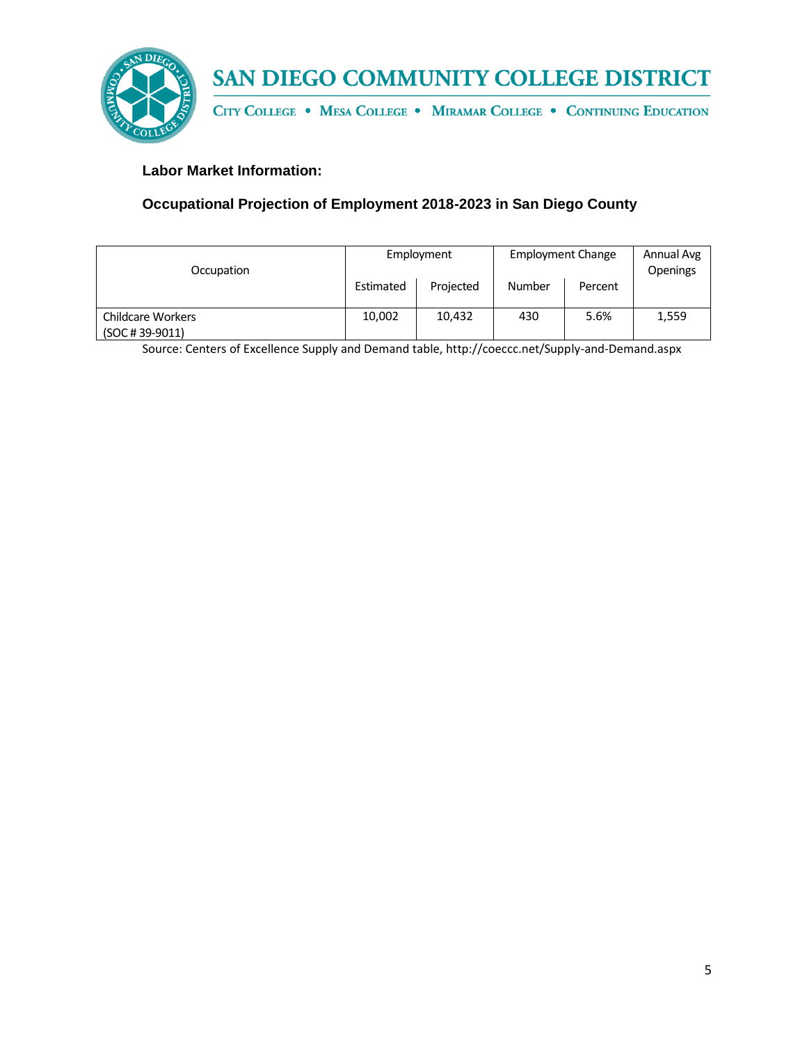**Labor Market Information:**

**Occupational Projection of Employment 2018-2023 in San Diego County**

| Occupation | Employment | | Employment Change | | Annual Avg Openings |
|---|---|---|---|---|---|
| | Estimated | Projected | Number | Percent | |
| Childcare Workers (SOC # 39-9011) | 10,002 | 10,432 | 430 | 5.6% | 1,559 |

Source: Centers of Excellence Supply and Demand table, http://coeccc.net/Supply-and-Demand.aspx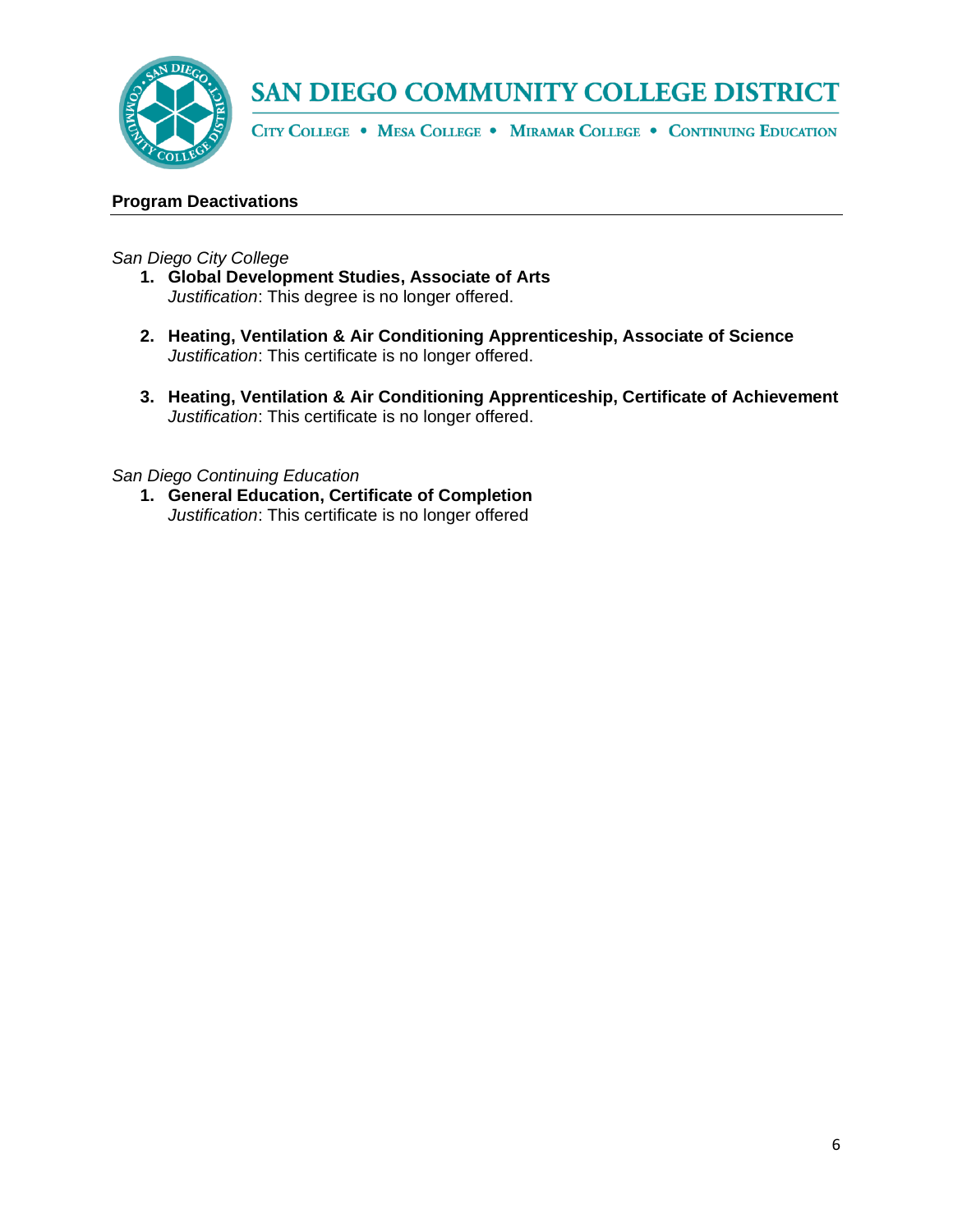## Program Deactivations

*San Diego City College*

1. **Global Development Studies, Associate of Arts**
   *Justification*: This degree is no longer offered.

2. **Heating, Ventilation & Air Conditioning Apprenticeship, Associate of Science**
   *Justification*: This certificate is no longer offered.

3. **Heating, Ventilation & Air Conditioning Apprenticeship, Certificate of Achievement**
   *Justification*: This certificate is no longer offered.

*San Diego Continuing Education*

1. **General Education, Certificate of Completion**
   *Justification*: This certificate is no longer offered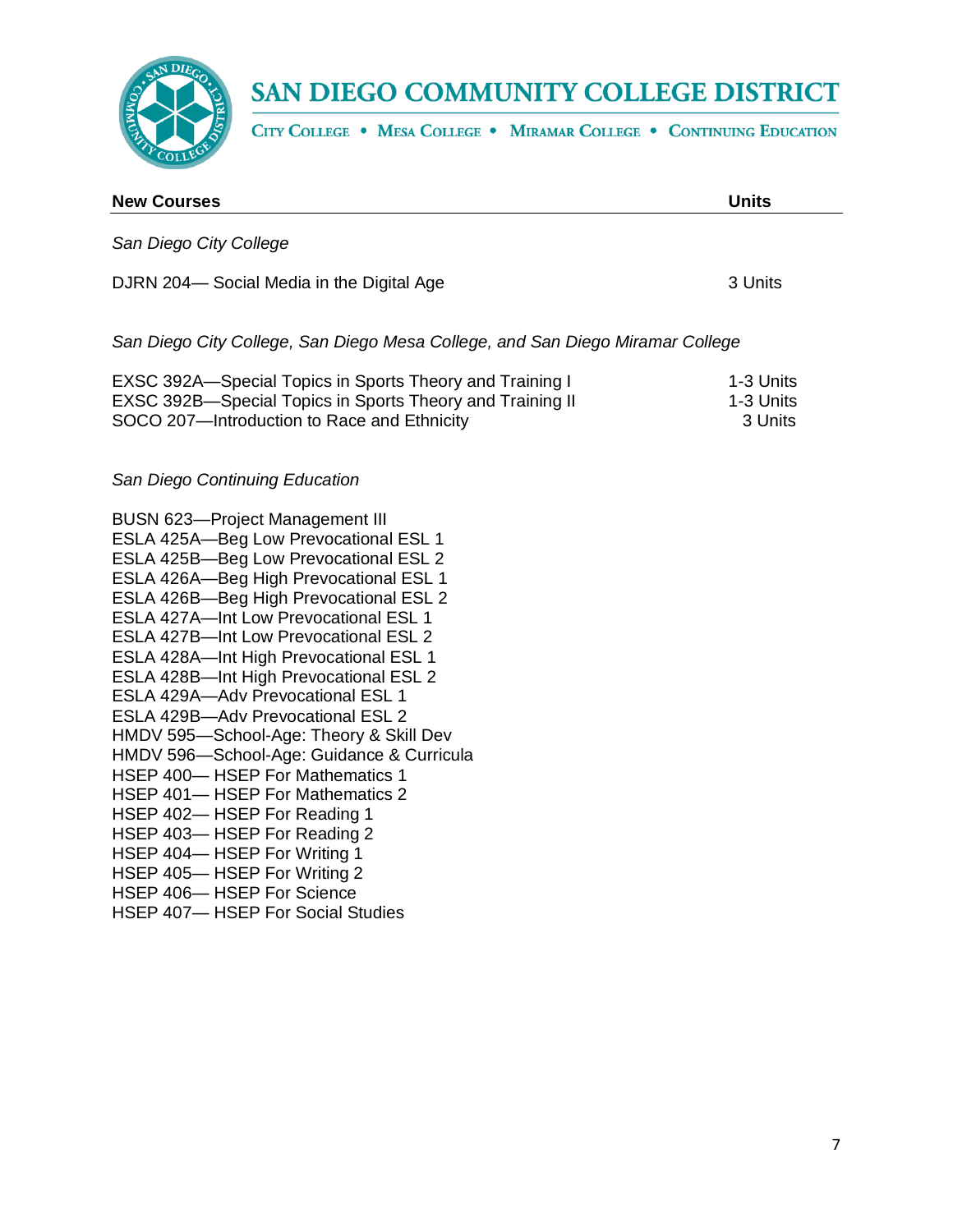| New Courses | Units |
|---|---|
| *San Diego City College* | |
| DJRN 204— Social Media in the Digital Age | 3 Units |
| *San Diego City College, San Diego Mesa College, and San Diego Miramar College* | |
| EXSC 392A—Special Topics in Sports Theory and Training I | 1-3 Units |
| EXSC 392B—Special Topics in Sports Theory and Training II | 1-3 Units |
| SOCO 207—Introduction to Race and Ethnicity | 3 Units |
| *San Diego Continuing Education* | |
| BUSN 623—Project Management III | |
| ESLA 425A—Beg Low Prevocational ESL 1 | |
| ESLA 425B—Beg Low Prevocational ESL 2 | |
| ESLA 426A—Beg High Prevocational ESL 1 | |
| ESLA 426B—Beg High Prevocational ESL 2 | |
| ESLA 427A—Int Low Prevocational ESL 1 | |
| ESLA 427B—Int Low Prevocational ESL 2 | |
| ESLA 428A—Int High Prevocational ESL 1 | |
| ESLA 428B—Int High Prevocational ESL 2 | |
| ESLA 429A—Adv Prevocational ESL 1 | |
| ESLA 429B—Adv Prevocational ESL 2 | |
| HMDV 595—School-Age: Theory & Skill Dev | |
| HMDV 596—School-Age: Guidance & Curricula | |
| HSEP 400— HSEP For Mathematics 1 | |
| HSEP 401— HSEP For Mathematics 2 | |
| HSEP 402— HSEP For Reading 1 | |
| HSEP 403— HSEP For Reading 2 | |
| HSEP 404— HSEP For Writing 1 | |
| HSEP 405— HSEP For Writing 2 | |
| HSEP 406— HSEP For Science | |
| HSEP 407— HSEP For Social Studies | |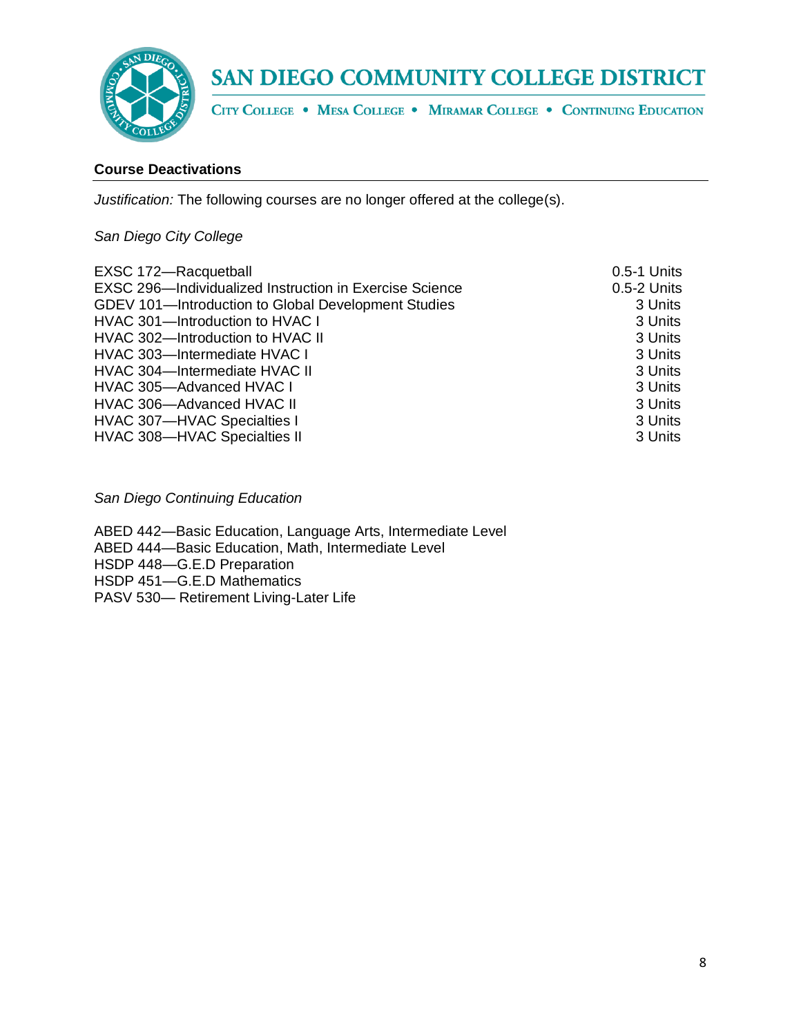SAN DIEGO COMMUNITY COLLEGE DISTRICT

CITY COLLEGE • MESA COLLEGE • MIRAMAR COLLEGE • CONTINUING EDUCATION

## Course Deactivations

*Justification:* The following courses are no longer offered at the college(s).

*San Diego City College*

| | |
|---|---|
| EXSC 172—Racquetball | 0.5-1 Units |
| EXSC 296—Individualized Instruction in Exercise Science | 0.5-2 Units |
| GDEV 101—Introduction to Global Development Studies | 3 Units |
| HVAC 301—Introduction to HVAC I | 3 Units |
| HVAC 302—Introduction to HVAC II | 3 Units |
| HVAC 303—Intermediate HVAC I | 3 Units |
| HVAC 304—Intermediate HVAC II | 3 Units |
| HVAC 305—Advanced HVAC I | 3 Units |
| HVAC 306—Advanced HVAC II | 3 Units |
| HVAC 307—HVAC Specialties I | 3 Units |
| HVAC 308—HVAC Specialties II | 3 Units |

*San Diego Continuing Education*

ABED 442—Basic Education, Language Arts, Intermediate Level
ABED 444—Basic Education, Math, Intermediate Level
HSDP 448—G.E.D Preparation
HSDP 451—G.E.D Mathematics
PASV 530— Retirement Living-Later Life